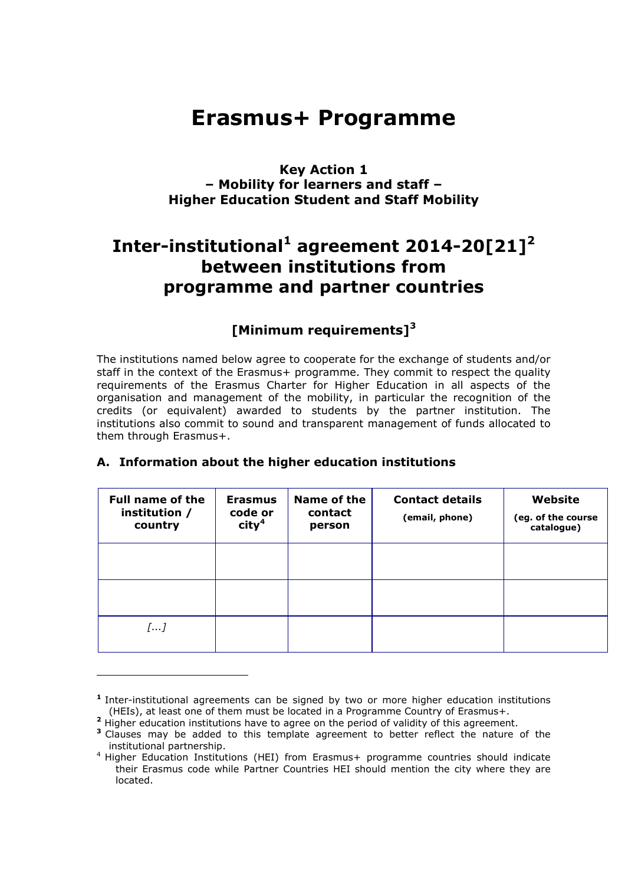# Erasmus+ Programme

**Key Action 1**
**– Mobility for learners and staff –**
**Higher Education Student and Staff Mobility**

## Inter-institutional[1] agreement 2014-20[21][2] between institutions from programme and partner countries

### [Minimum requirements][3]

The institutions named below agree to cooperate for the exchange of students and/or staff in the context of the Erasmus+ programme. They commit to respect the quality requirements of the Erasmus Charter for Higher Education in all aspects of the organisation and management of the mobility, in particular the recognition of the credits (or equivalent) awarded to students by the partner institution. The institutions also commit to sound and transparent management of funds allocated to them through Erasmus+.

### A. Information about the higher education institutions

| Full name of the institution / country | Erasmus code or city[4] | Name of the contact person | Contact details (email, phone) | Website (eg. of the course catalogue) |
|---|---|---|---|---|
| | | | | |
| | | | | |
| *[...]* | | | | |

---

[1] Inter-institutional agreements can be signed by two or more higher education institutions (HEIs), at least one of them must be located in a Programme Country of Erasmus+.

[2] Higher education institutions have to agree on the period of validity of this agreement.

[3] Clauses may be added to this template agreement to better reflect the nature of the institutional partnership.

[4] Higher Education Institutions (HEI) from Erasmus+ programme countries should indicate their Erasmus code while Partner Countries HEI should mention the city where they are located.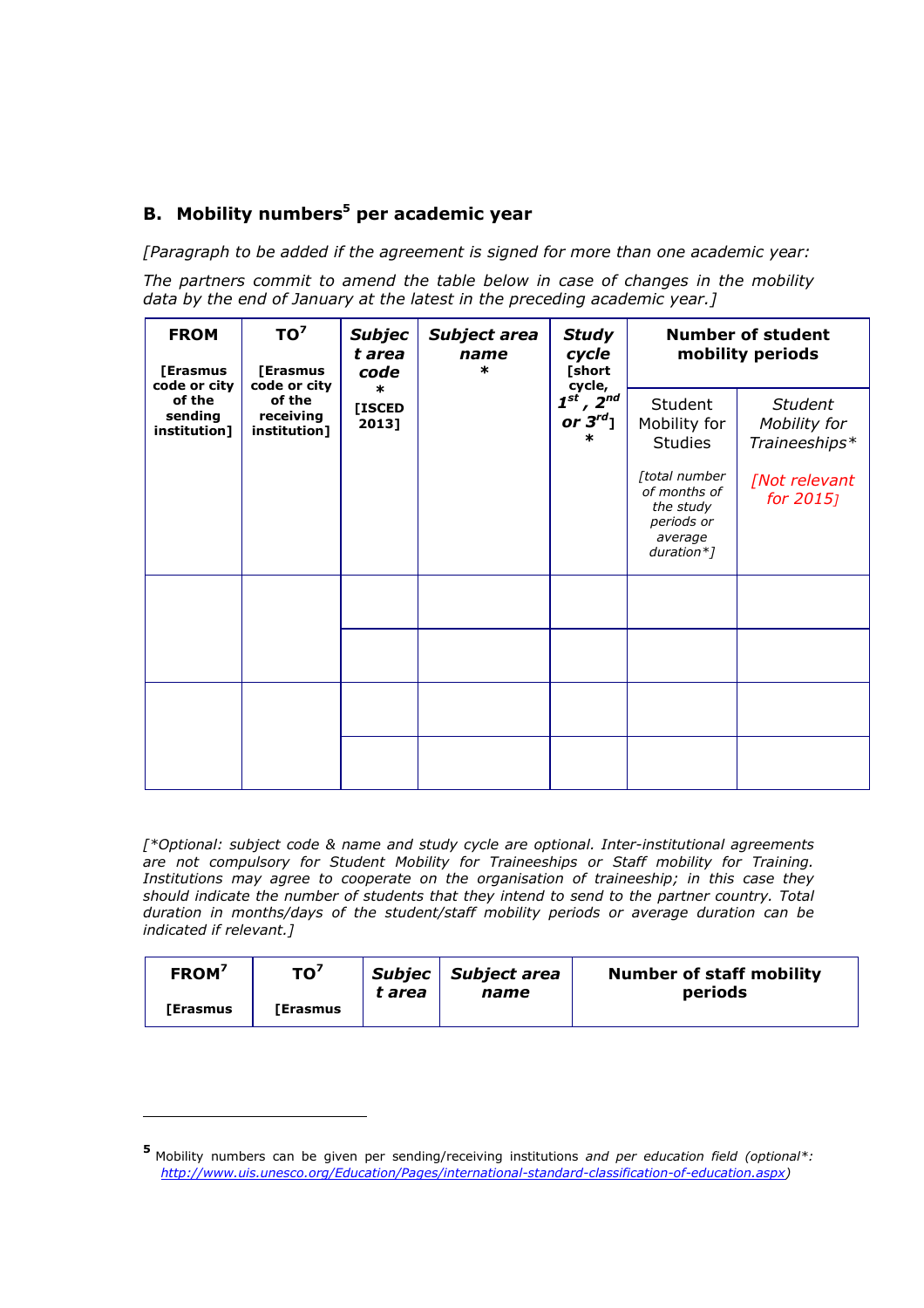## B. Mobility numbers[5] per academic year

*[Paragraph to be added if the agreement is signed for more than one academic year:*

*The partners commit to amend the table below in case of changes in the mobility data by the end of January at the latest in the preceding academic year.]*

| **FROM**<br><br>**[Erasmus code or city of the sending institution]** | **TO**[7]<br><br>**[Erasmus code or city of the receiving institution]** | ***Subject area code*** *<br><br>**[ISCED 2013]** | ***Subject area name*** * | ***Study cycle*** **[short cycle, *1st, 2nd or 3rd*]** * | **Number of student mobility periods** | |
|---|---|---|---|---|---|---|
| | | | | | Student Mobility for Studies<br><br>*[total number of months of the study periods or average duration*]* | *Student Mobility for Traineeships**<br><br>*[Not relevant for 2015]* |
| | | | | | | |
| | | | | | | |
| | | | | | | |
| | | | | | | |

*[*Optional: subject code & name and study cycle are optional. Inter-institutional agreements are not compulsory for Student Mobility for Traineeships or Staff mobility for Training. Institutions may agree to cooperate on the organisation of traineeship; in this case they should indicate the number of students that they intend to send to the partner country. Total duration in months/days of the student/staff mobility periods or average duration can be indicated if relevant.]*

| **FROM**[7]<br><br>**[Erasmus** | **TO**[7]<br><br>**[Erasmus** | ***Subject area*** | ***Subject area name*** | **Number of staff mobility periods** |
|---|---|---|---|---|

[5] Mobility numbers can be given per sending/receiving institutions *and per education field (optional*: http://www.uis.unesco.org/Education/Pages/international-standard-classification-of-education.aspx)*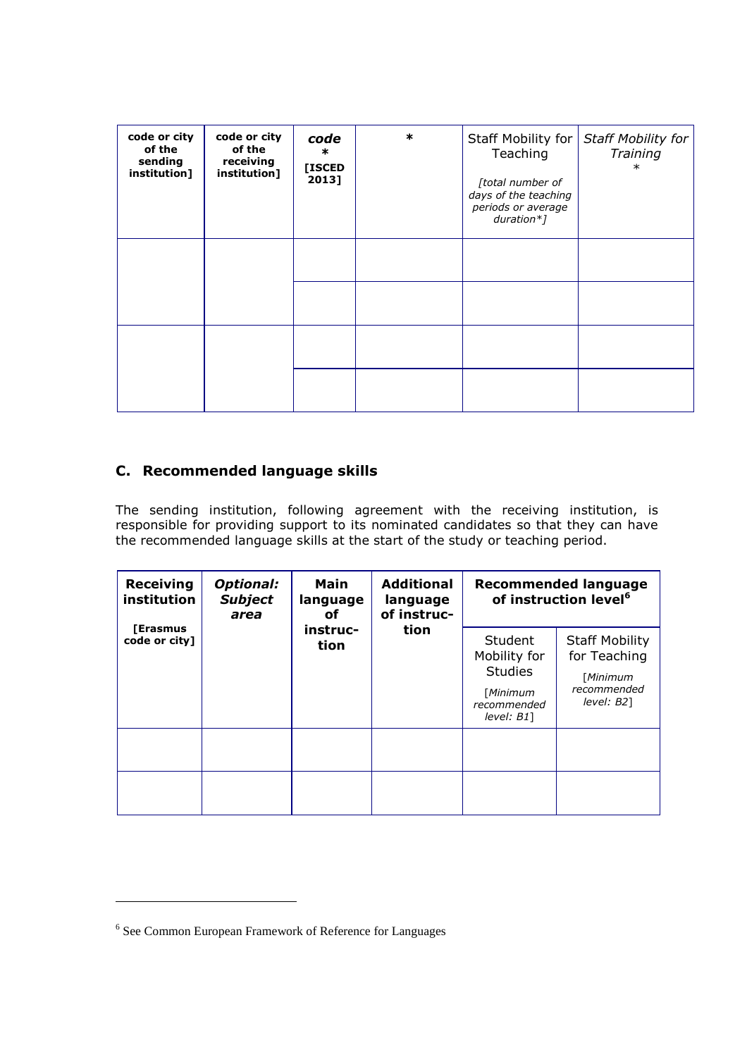| code or city of the sending institution] | code or city of the receiving institution] | *code* * [ISCED 2013] | * | Staff Mobility for Teaching *[total number of days of the teaching periods or average duration*]* | *Staff Mobility for Training* * |
|---|---|---|---|---|---|
| | | | | | |
| | | | | | |
| | | | | | |
| | | | | | |

## C. Recommended language skills

The sending institution, following agreement with the receiving institution, is responsible for providing support to its nominated candidates so that they can have the recommended language skills at the start of the study or teaching period.

| Receiving institution [Erasmus code or city] | *Optional: Subject area* | Main language of instruction | Additional language of instruction | Recommended language of instruction level[6] | |
|---|---|---|---|---|---|
| | | | | Student Mobility for Studies [*Minimum recommended level: B1*] | Staff Mobility for Teaching [*Minimum recommended level: B2*] |
| | | | | | |
| | | | | | |

[6] See Common European Framework of Reference for Languages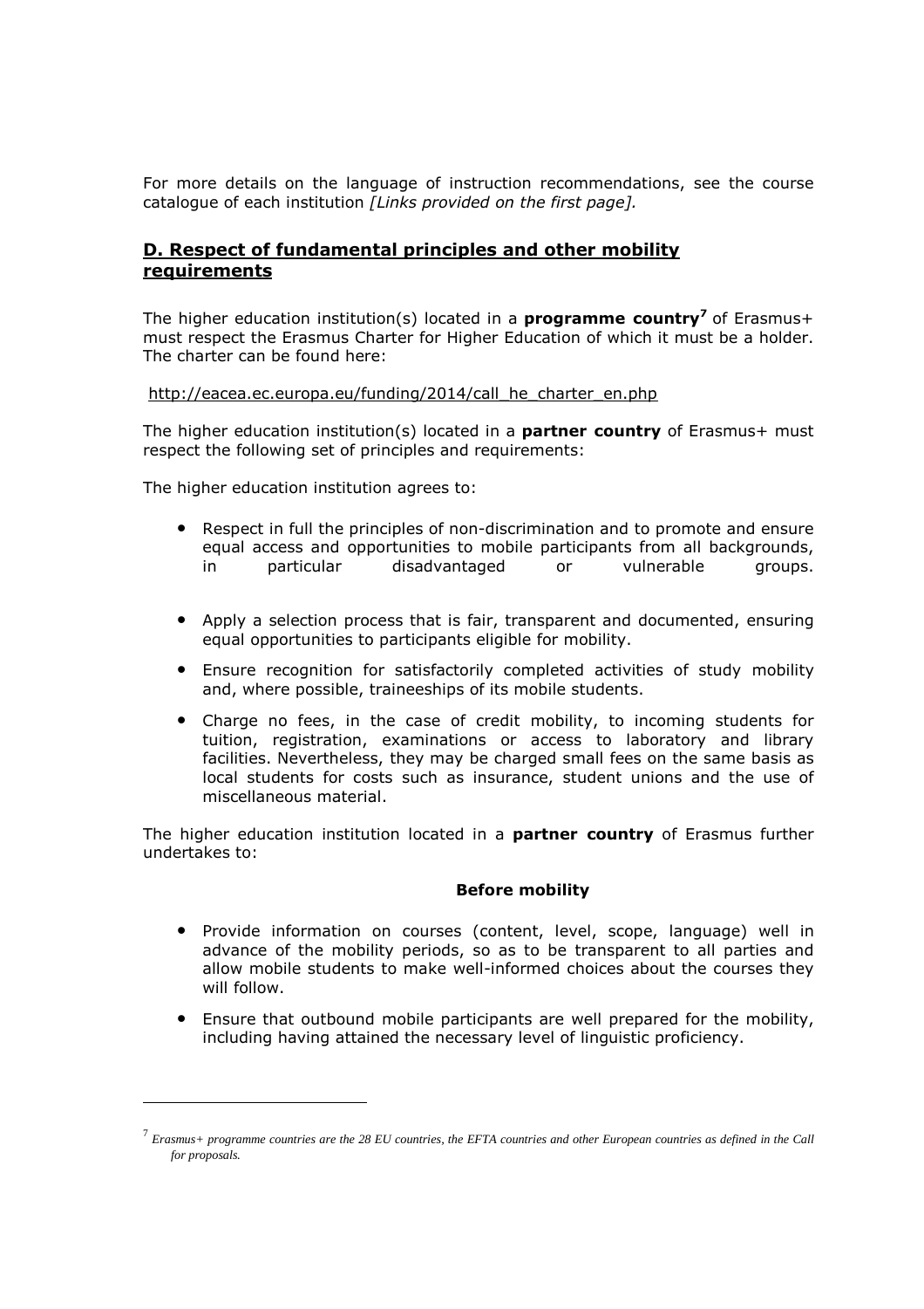For more details on the language of instruction recommendations, see the course catalogue of each institution *[Links provided on the first page].*

## D. Respect of fundamental principles and other mobility requirements

The higher education institution(s) located in a **programme country**[7] of Erasmus+ must respect the Erasmus Charter for Higher Education of which it must be a holder. The charter can be found here:

http://eacea.ec.europa.eu/funding/2014/call_he_charter_en.php

The higher education institution(s) located in a **partner country** of Erasmus+ must respect the following set of principles and requirements:

The higher education institution agrees to:

- Respect in full the principles of non-discrimination and to promote and ensure equal access and opportunities to mobile participants from all backgrounds, in particular disadvantaged or vulnerable groups.
- Apply a selection process that is fair, transparent and documented, ensuring equal opportunities to participants eligible for mobility.
- Ensure recognition for satisfactorily completed activities of study mobility and, where possible, traineeships of its mobile students.
- Charge no fees, in the case of credit mobility, to incoming students for tuition, registration, examinations or access to laboratory and library facilities. Nevertheless, they may be charged small fees on the same basis as local students for costs such as insurance, student unions and the use of miscellaneous material.

The higher education institution located in a **partner country** of Erasmus further undertakes to:

**Before mobility**

- Provide information on courses (content, level, scope, language) well in advance of the mobility periods, so as to be transparent to all parties and allow mobile students to make well-informed choices about the courses they will follow.
- Ensure that outbound mobile participants are well prepared for the mobility, including having attained the necessary level of linguistic proficiency.

---

[7] *Erasmus+ programme countries are the 28 EU countries, the EFTA countries and other European countries as defined in the Call for proposals.*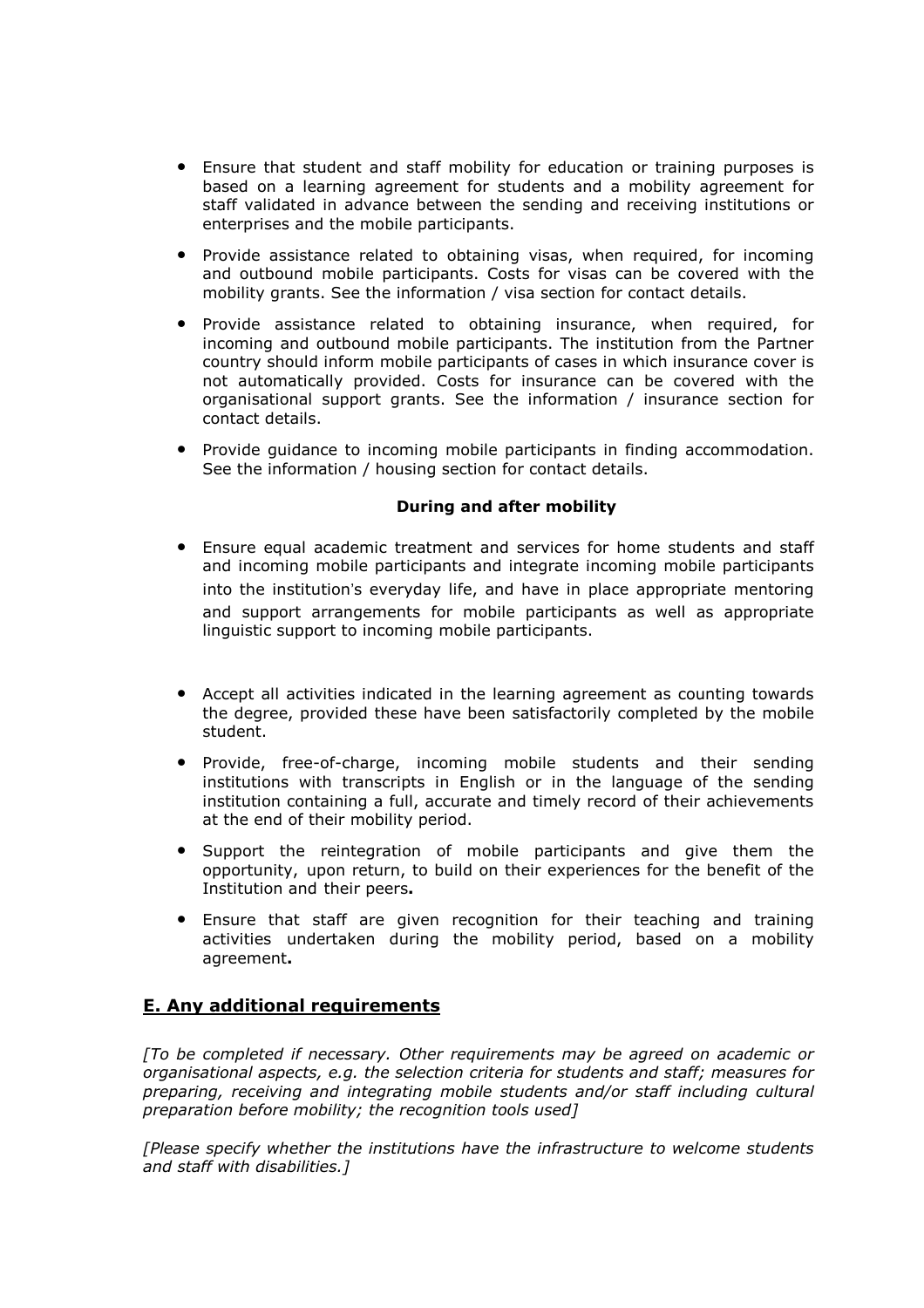- Ensure that student and staff mobility for education or training purposes is based on a learning agreement for students and a mobility agreement for staff validated in advance between the sending and receiving institutions or enterprises and the mobile participants.
- Provide assistance related to obtaining visas, when required, for incoming and outbound mobile participants. Costs for visas can be covered with the mobility grants. See the information / visa section for contact details.
- Provide assistance related to obtaining insurance, when required, for incoming and outbound mobile participants. The institution from the Partner country should inform mobile participants of cases in which insurance cover is not automatically provided. Costs for insurance can be covered with the organisational support grants. See the information / insurance section for contact details.
- Provide guidance to incoming mobile participants in finding accommodation. See the information / housing section for contact details.

**During and after mobility**

- Ensure equal academic treatment and services for home students and staff and incoming mobile participants and integrate incoming mobile participants into the institution's everyday life, and have in place appropriate mentoring and support arrangements for mobile participants as well as appropriate linguistic support to incoming mobile participants.
- Accept all activities indicated in the learning agreement as counting towards the degree, provided these have been satisfactorily completed by the mobile student.
- Provide, free-of-charge, incoming mobile students and their sending institutions with transcripts in English or in the language of the sending institution containing a full, accurate and timely record of their achievements at the end of their mobility period.
- Support the reintegration of mobile participants and give them the opportunity, upon return, to build on their experiences for the benefit of the Institution and their peers**.**
- Ensure that staff are given recognition for their teaching and training activities undertaken during the mobility period, based on a mobility agreement**.**

## E. Any additional requirements

*[To be completed if necessary. Other requirements may be agreed on academic or organisational aspects, e.g. the selection criteria for students and staff; measures for preparing, receiving and integrating mobile students and/or staff including cultural preparation before mobility; the recognition tools used]*

*[Please specify whether the institutions have the infrastructure to welcome students and staff with disabilities.]*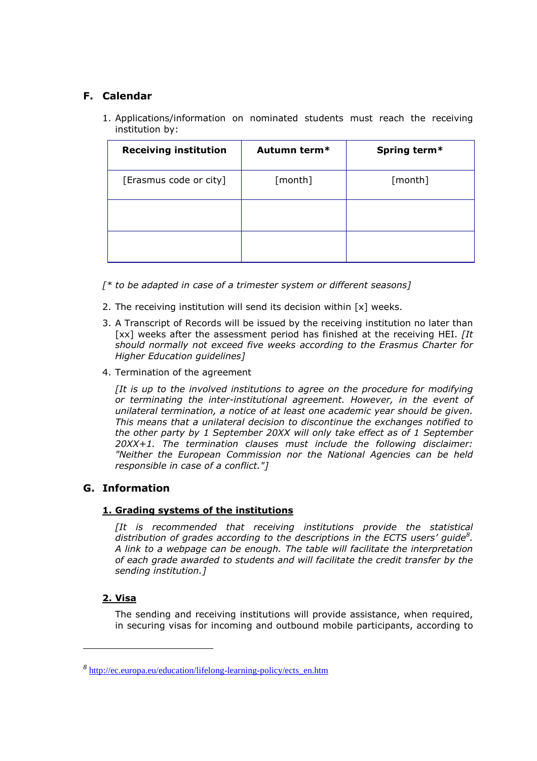## F. Calendar

1. Applications/information on nominated students must reach the receiving institution by:

| Receiving institution | Autumn term* | Spring term* |
|---|---|---|
| [Erasmus code or city] | [month] | [month] |
| | | |
| | | |

*[* to be adapted in case of a trimester system or different seasons]*

2. The receiving institution will send its decision within [x] weeks.
3. A Transcript of Records will be issued by the receiving institution no later than [xx] weeks after the assessment period has finished at the receiving HEI. *[It should normally not exceed five weeks according to the Erasmus Charter for Higher Education guidelines]*
4. Termination of the agreement

   *[It is up to the involved institutions to agree on the procedure for modifying or terminating the inter-institutional agreement. However, in the event of unilateral termination, a notice of at least one academic year should be given. This means that a unilateral decision to discontinue the exchanges notified to the other party by 1 September 20XX will only take effect as of 1 September 20XX+1. The termination clauses must include the following disclaimer: "Neither the European Commission nor the National Agencies can be held responsible in case of a conflict."]*

## G. Information

### 1. Grading systems of the institutions

*[It is recommended that receiving institutions provide the statistical distribution of grades according to the descriptions in the ECTS users' guide[8]. A link to a webpage can be enough. The table will facilitate the interpretation of each grade awarded to students and will facilitate the credit transfer by the sending institution.]*

### 2. Visa

The sending and receiving institutions will provide assistance, when required, in securing visas for incoming and outbound mobile participants, according to

---

[8] http://ec.europa.eu/education/lifelong-learning-policy/ects_en.htm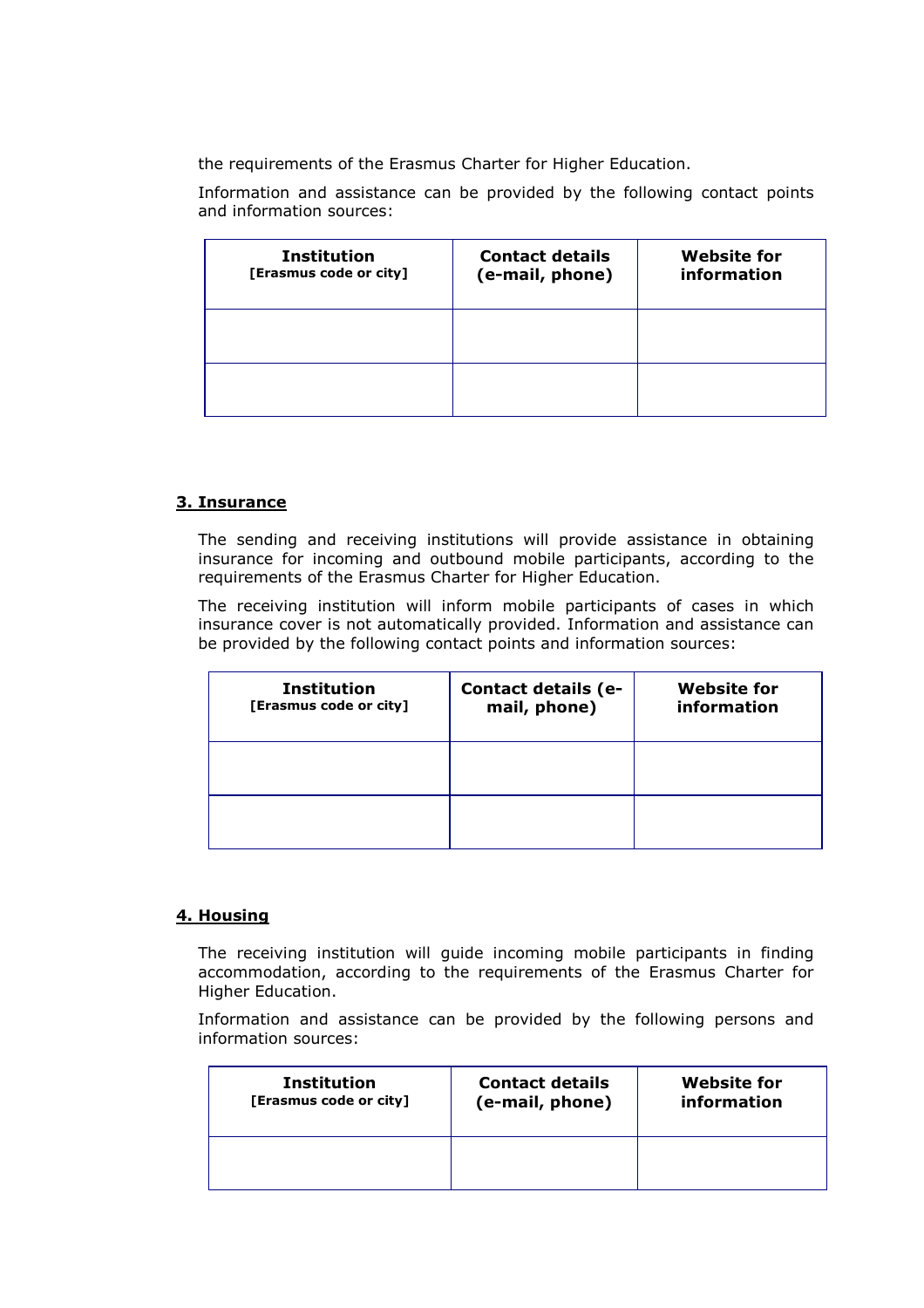the requirements of the Erasmus Charter for Higher Education.

Information and assistance can be provided by the following contact points and information sources:

| **Institution** [Erasmus code or city] | **Contact details (e-mail, phone)** | **Website for information** |
|---|---|---|
| | | |
| | | |

### 3. Insurance

The sending and receiving institutions will provide assistance in obtaining insurance for incoming and outbound mobile participants, according to the requirements of the Erasmus Charter for Higher Education.

The receiving institution will inform mobile participants of cases in which insurance cover is not automatically provided. Information and assistance can be provided by the following contact points and information sources:

| **Institution** [Erasmus code or city] | **Contact details (e-mail, phone)** | **Website for information** |
|---|---|---|
| | | |
| | | |

### 4. Housing

The receiving institution will guide incoming mobile participants in finding accommodation, according to the requirements of the Erasmus Charter for Higher Education.

Information and assistance can be provided by the following persons and information sources:

| **Institution** [Erasmus code or city] | **Contact details (e-mail, phone)** | **Website for information** |
|---|---|---|
| | | |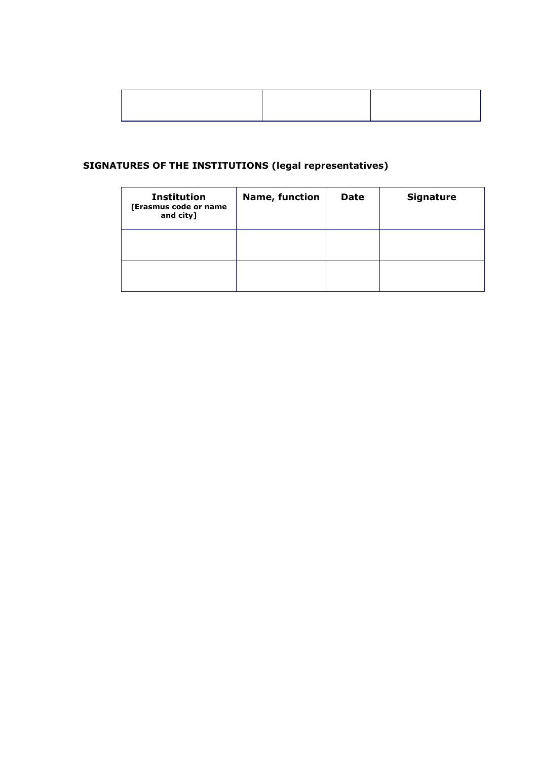| | | |
|---|---|---|
| | | |

**SIGNATURES OF THE INSTITUTIONS (legal representatives)**

| **Institution** [Erasmus code or name and city] | **Name, function** | **Date** | **Signature** |
|---|---|---|---|
| | | | |
| | | | |